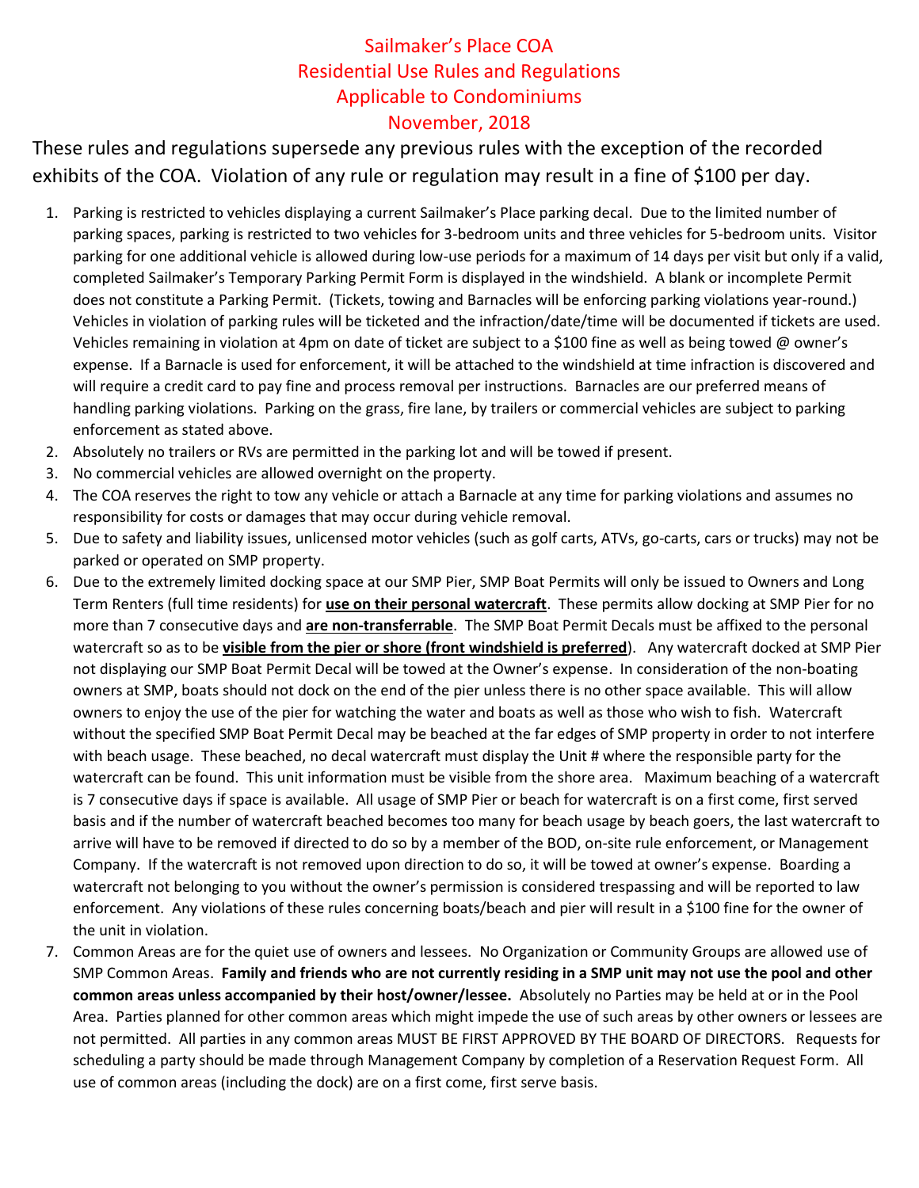# Sailmaker's Place COA
# Residential Use Rules and Regulations
# Applicable to Condominiums
# November, 2018

These rules and regulations supersede any previous rules with the exception of the recorded exhibits of the COA. Violation of any rule or regulation may result in a fine of $100 per day.

1. Parking is restricted to vehicles displaying a current Sailmaker's Place parking decal. Due to the limited number of parking spaces, parking is restricted to two vehicles for 3-bedroom units and three vehicles for 5-bedroom units. Visitor parking for one additional vehicle is allowed during low-use periods for a maximum of 14 days per visit but only if a valid, completed Sailmaker's Temporary Parking Permit Form is displayed in the windshield. A blank or incomplete Permit does not constitute a Parking Permit. (Tickets, towing and Barnacles will be enforcing parking violations year-round.) Vehicles in violation of parking rules will be ticketed and the infraction/date/time will be documented if tickets are used. Vehicles remaining in violation at 4pm on date of ticket are subject to a $100 fine as well as being towed @ owner's expense. If a Barnacle is used for enforcement, it will be attached to the windshield at time infraction is discovered and will require a credit card to pay fine and process removal per instructions. Barnacles are our preferred means of handling parking violations. Parking on the grass, fire lane, by trailers or commercial vehicles are subject to parking enforcement as stated above.
2. Absolutely no trailers or RVs are permitted in the parking lot and will be towed if present.
3. No commercial vehicles are allowed overnight on the property.
4. The COA reserves the right to tow any vehicle or attach a Barnacle at any time for parking violations and assumes no responsibility for costs or damages that may occur during vehicle removal.
5. Due to safety and liability issues, unlicensed motor vehicles (such as golf carts, ATVs, go-carts, cars or trucks) may not be parked or operated on SMP property.
6. Due to the extremely limited docking space at our SMP Pier, SMP Boat Permits will only be issued to Owners and Long Term Renters (full time residents) for **use on their personal watercraft**. These permits allow docking at SMP Pier for no more than 7 consecutive days and **are non-transferrable**. The SMP Boat Permit Decals must be affixed to the personal watercraft so as to be **visible from the pier or shore (front windshield is preferred)**. Any watercraft docked at SMP Pier not displaying our SMP Boat Permit Decal will be towed at the Owner's expense. In consideration of the non-boating owners at SMP, boats should not dock on the end of the pier unless there is no other space available. This will allow owners to enjoy the use of the pier for watching the water and boats as well as those who wish to fish. Watercraft without the specified SMP Boat Permit Decal may be beached at the far edges of SMP property in order to not interfere with beach usage. These beached, no decal watercraft must display the Unit # where the responsible party for the watercraft can be found. This unit information must be visible from the shore area. Maximum beaching of a watercraft is 7 consecutive days if space is available. All usage of SMP Pier or beach for watercraft is on a first come, first served basis and if the number of watercraft beached becomes too many for beach usage by beach goers, the last watercraft to arrive will have to be removed if directed to do so by a member of the BOD, on-site rule enforcement, or Management Company. If the watercraft is not removed upon direction to do so, it will be towed at owner's expense. Boarding a watercraft not belonging to you without the owner's permission is considered trespassing and will be reported to law enforcement. Any violations of these rules concerning boats/beach and pier will result in a $100 fine for the owner of the unit in violation.
7. Common Areas are for the quiet use of owners and lessees. No Organization or Community Groups are allowed use of SMP Common Areas. **Family and friends who are not currently residing in a SMP unit may not use the pool and other common areas unless accompanied by their host/owner/lessee.** Absolutely no Parties may be held at or in the Pool Area. Parties planned for other common areas which might impede the use of such areas by other owners or lessees are not permitted. All parties in any common areas MUST BE FIRST APPROVED BY THE BOARD OF DIRECTORS. Requests for scheduling a party should be made through Management Company by completion of a Reservation Request Form. All use of common areas (including the dock) are on a first come, first serve basis.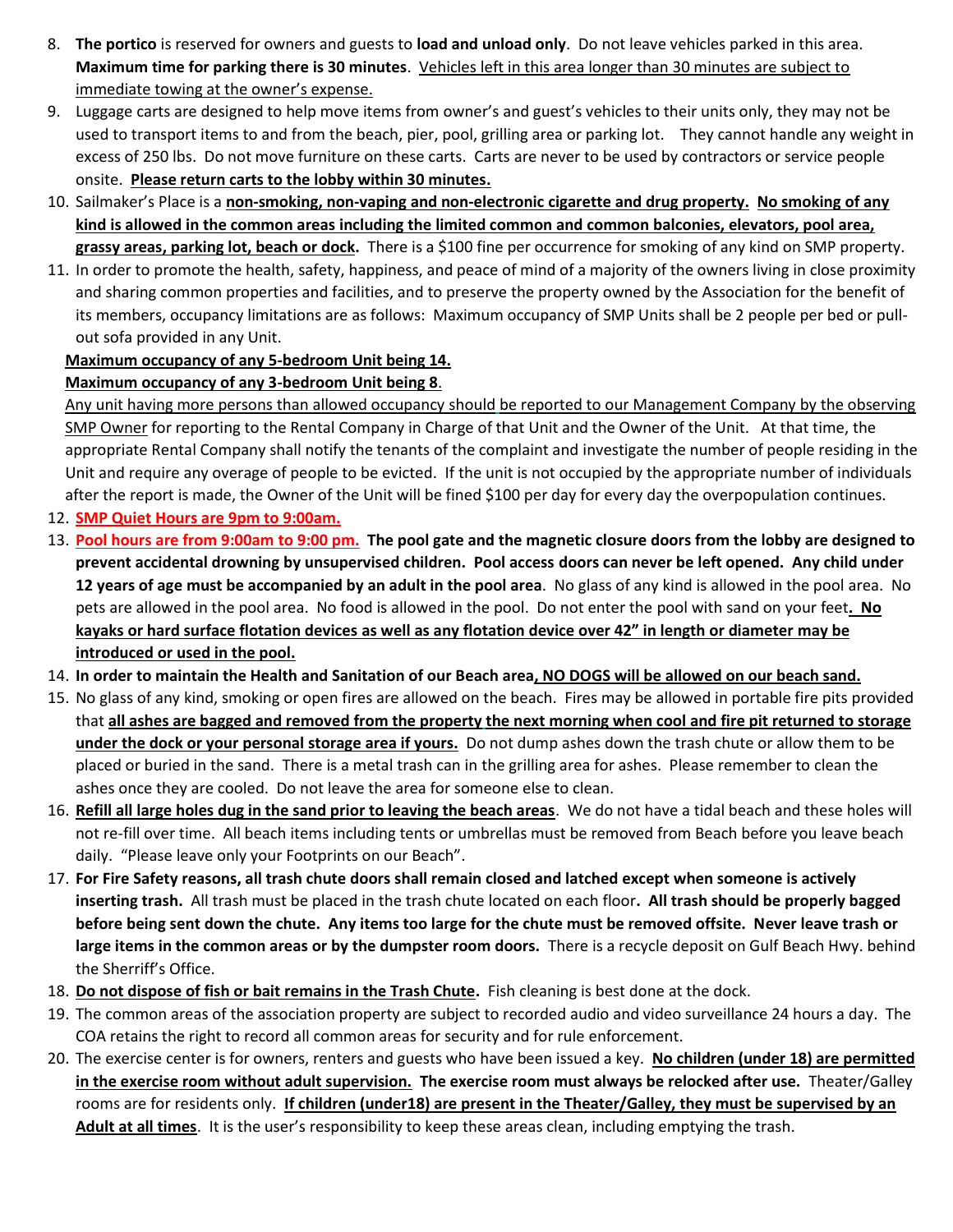8. **The portico** is reserved for owners and guests to **load and unload only**. Do not leave vehicles parked in this area. **Maximum time for parking there is 30 minutes**. Vehicles left in this area longer than 30 minutes are subject to immediate towing at the owner's expense.
9. Luggage carts are designed to help move items from owner's and guest's vehicles to their units only, they may not be used to transport items to and from the beach, pier, pool, grilling area or parking lot. They cannot handle any weight in excess of 250 lbs. Do not move furniture on these carts. Carts are never to be used by contractors or service people onsite. **Please return carts to the lobby within 30 minutes.**
10. Sailmaker's Place is a **non-smoking, non-vaping and non-electronic cigarette and drug property. No smoking of any kind is allowed in the common areas including the limited common and common balconies, elevators, pool area, grassy areas, parking lot, beach or dock.** There is a $100 fine per occurrence for smoking of any kind on SMP property.
11. In order to promote the health, safety, happiness, and peace of mind of a majority of the owners living in close proximity and sharing common properties and facilities, and to preserve the property owned by the Association for the benefit of its members, occupancy limitations are as follows: Maximum occupancy of SMP Units shall be 2 people per bed or pull-out sofa provided in any Unit.

    **Maximum occupancy of any 5-bedroom Unit being 14.**

    **Maximum occupancy of any 3-bedroom Unit being 8.**

    Any unit having more persons than allowed occupancy should be reported to our Management Company by the observing SMP Owner for reporting to the Rental Company in Charge of that Unit and the Owner of the Unit. At that time, the appropriate Rental Company shall notify the tenants of the complaint and investigate the number of people residing in the Unit and require any overage of people to be evicted. If the unit is not occupied by the appropriate number of individuals after the report is made, the Owner of the Unit will be fined $100 per day for every day the overpopulation continues.
12. **SMP Quiet Hours are 9pm to 9:00am.**
13. **Pool hours are from 9:00am to 9:00 pm. The pool gate and the magnetic closure doors from the lobby are designed to prevent accidental drowning by unsupervised children. Pool access doors can never be left opened. Any child under 12 years of age must be accompanied by an adult in the pool area**. No glass of any kind is allowed in the pool area. No pets are allowed in the pool area. No food is allowed in the pool. Do not enter the pool with sand on your feet**. No kayaks or hard surface flotation devices as well as any flotation device over 42" in length or diameter may be introduced or used in the pool.**
14. **In order to maintain the Health and Sanitation of our Beach area, NO DOGS will be allowed on our beach sand.**
15. No glass of any kind, smoking or open fires are allowed on the beach. Fires may be allowed in portable fire pits provided that **all ashes are bagged and removed from the property the next morning when cool and fire pit returned to storage under the dock or your personal storage area if yours.** Do not dump ashes down the trash chute or allow them to be placed or buried in the sand. There is a metal trash can in the grilling area for ashes. Please remember to clean the ashes once they are cooled. Do not leave the area for someone else to clean.
16. **Refill all large holes dug in the sand prior to leaving the beach areas**. We do not have a tidal beach and these holes will not re-fill over time. All beach items including tents or umbrellas must be removed from Beach before you leave beach daily. "Please leave only your Footprints on our Beach".
17. **For Fire Safety reasons, all trash chute doors shall remain closed and latched except when someone is actively inserting trash.** All trash must be placed in the trash chute located on each floor**. All trash should be properly bagged before being sent down the chute. Any items too large for the chute must be removed offsite. Never leave trash or large items in the common areas or by the dumpster room doors.** There is a recycle deposit on Gulf Beach Hwy. behind the Sherriff's Office.
18. **Do not dispose of fish or bait remains in the Trash Chute.** Fish cleaning is best done at the dock.
19. The common areas of the association property are subject to recorded audio and video surveillance 24 hours a day. The COA retains the right to record all common areas for security and for rule enforcement.
20. The exercise center is for owners, renters and guests who have been issued a key. **No children (under 18) are permitted in the exercise room without adult supervision. The exercise room must always be relocked after use.** Theater/Galley rooms are for residents only. **If children (under18) are present in the Theater/Galley, they must be supervised by an Adult at all times**. It is the user's responsibility to keep these areas clean, including emptying the trash.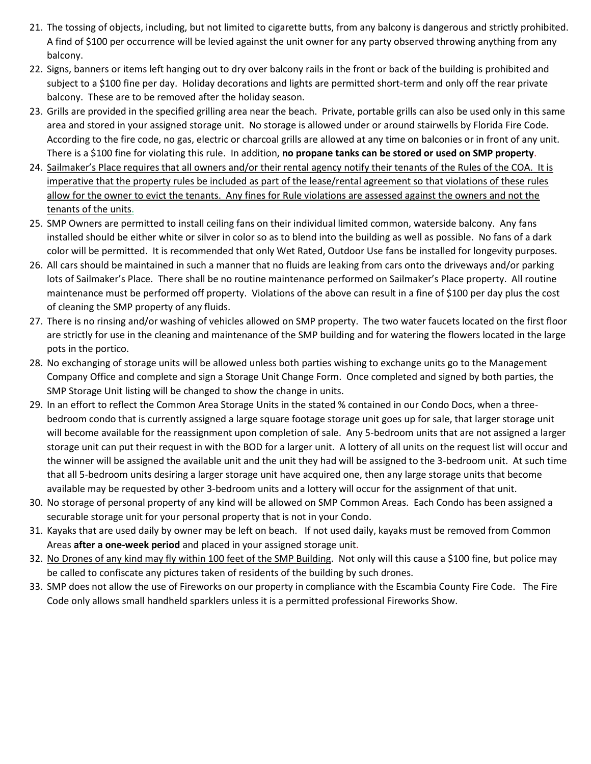21. The tossing of objects, including, but not limited to cigarette butts, from any balcony is dangerous and strictly prohibited. A find of $100 per occurrence will be levied against the unit owner for any party observed throwing anything from any balcony.
22. Signs, banners or items left hanging out to dry over balcony rails in the front or back of the building is prohibited and subject to a $100 fine per day. Holiday decorations and lights are permitted short-term and only off the rear private balcony. These are to be removed after the holiday season.
23. Grills are provided in the specified grilling area near the beach. Private, portable grills can also be used only in this same area and stored in your assigned storage unit. No storage is allowed under or around stairwells by Florida Fire Code. According to the fire code, no gas, electric or charcoal grills are allowed at any time on balconies or in front of any unit. There is a $100 fine for violating this rule. In addition, **no propane tanks can be stored or used on SMP property**.
24. <u>Sailmaker's Place requires that all owners and/or their rental agency notify their tenants of the Rules of the COA. It is imperative that the property rules be included as part of the lease/rental agreement so that violations of these rules allow for the owner to evict the tenants. Any fines for Rule violations are assessed against the owners and not the tenants of the units.</u>
25. SMP Owners are permitted to install ceiling fans on their individual limited common, waterside balcony. Any fans installed should be either white or silver in color so as to blend into the building as well as possible. No fans of a dark color will be permitted. It is recommended that only Wet Rated, Outdoor Use fans be installed for longevity purposes.
26. All cars should be maintained in such a manner that no fluids are leaking from cars onto the driveways and/or parking lots of Sailmaker's Place. There shall be no routine maintenance performed on Sailmaker's Place property. All routine maintenance must be performed off property. Violations of the above can result in a fine of $100 per day plus the cost of cleaning the SMP property of any fluids.
27. There is no rinsing and/or washing of vehicles allowed on SMP property. The two water faucets located on the first floor are strictly for use in the cleaning and maintenance of the SMP building and for watering the flowers located in the large pots in the portico.
28. No exchanging of storage units will be allowed unless both parties wishing to exchange units go to the Management Company Office and complete and sign a Storage Unit Change Form. Once completed and signed by both parties, the SMP Storage Unit listing will be changed to show the change in units.
29. In an effort to reflect the Common Area Storage Units in the stated % contained in our Condo Docs, when a three-bedroom condo that is currently assigned a large square footage storage unit goes up for sale, that larger storage unit will become available for the reassignment upon completion of sale. Any 5-bedroom units that are not assigned a larger storage unit can put their request in with the BOD for a larger unit. A lottery of all units on the request list will occur and the winner will be assigned the available unit and the unit they had will be assigned to the 3-bedroom unit. At such time that all 5-bedroom units desiring a larger storage unit have acquired one, then any large storage units that become available may be requested by other 3-bedroom units and a lottery will occur for the assignment of that unit.
30. No storage of personal property of any kind will be allowed on SMP Common Areas. Each Condo has been assigned a securable storage unit for your personal property that is not in your Condo.
31. Kayaks that are used daily by owner may be left on beach. If not used daily, kayaks must be removed from Common Areas **after a one-week period** and placed in your assigned storage unit.
32. <u>No Drones of any kind may fly within 100 feet of the SMP Building</u>. Not only will this cause a $100 fine, but police may be called to confiscate any pictures taken of residents of the building by such drones.
33. SMP does not allow the use of Fireworks on our property in compliance with the Escambia County Fire Code. The Fire Code only allows small handheld sparklers unless it is a permitted professional Fireworks Show.